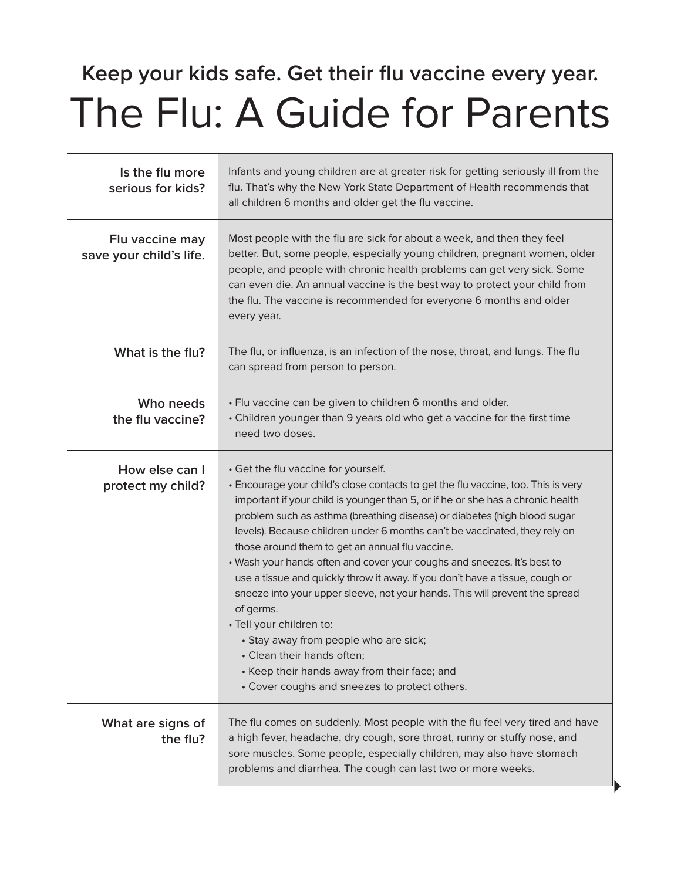**Keep your kids safe. Get their flu vaccine every year.**

# The Flu: A Guide for Parents

| | |
|---|---|
| **Is the flu more serious for kids?** | Infants and young children are at greater risk for getting seriously ill from the flu. That's why the New York State Department of Health recommends that all children 6 months and older get the flu vaccine. |
| **Flu vaccine may save your child's life.** | Most people with the flu are sick for about a week, and then they feel better. But, some people, especially young children, pregnant women, older people, and people with chronic health problems can get very sick. Some can even die. An annual vaccine is the best way to protect your child from the flu. The vaccine is recommended for everyone 6 months and older every year. |
| **What is the flu?** | The flu, or influenza, is an infection of the nose, throat, and lungs. The flu can spread from person to person. |
| **Who needs the flu vaccine?** | • Flu vaccine can be given to children 6 months and older.<br>• Children younger than 9 years old who get a vaccine for the first time need two doses. |
| **How else can I protect my child?** | • Get the flu vaccine for yourself.<br>• Encourage your child's close contacts to get the flu vaccine, too. This is very important if your child is younger than 5, or if he or she has a chronic health problem such as asthma (breathing disease) or diabetes (high blood sugar levels). Because children under 6 months can't be vaccinated, they rely on those around them to get an annual flu vaccine.<br>• Wash your hands often and cover your coughs and sneezes. It's best to use a tissue and quickly throw it away. If you don't have a tissue, cough or sneeze into your upper sleeve, not your hands. This will prevent the spread of germs.<br>• Tell your children to:<br>&nbsp;&nbsp;• Stay away from people who are sick;<br>&nbsp;&nbsp;• Clean their hands often;<br>&nbsp;&nbsp;• Keep their hands away from their face; and<br>&nbsp;&nbsp;• Cover coughs and sneezes to protect others. |
| **What are signs of the flu?** | The flu comes on suddenly. Most people with the flu feel very tired and have a high fever, headache, dry cough, sore throat, runny or stuffy nose, and sore muscles. Some people, especially children, may also have stomach problems and diarrhea. The cough can last two or more weeks. |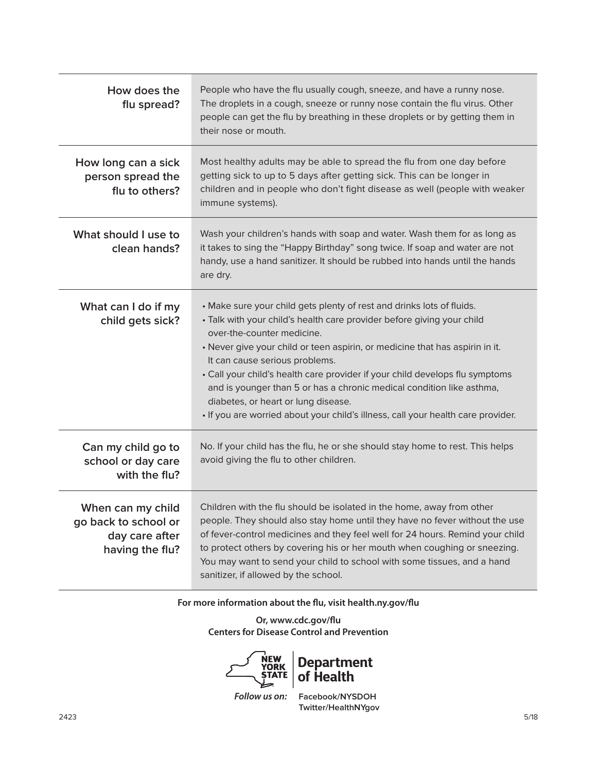| | |
|---|---|
| **How does the flu spread?** | People who have the flu usually cough, sneeze, and have a runny nose. The droplets in a cough, sneeze or runny nose contain the flu virus. Other people can get the flu by breathing in these droplets or by getting them in their nose or mouth. |
| **How long can a sick person spread the flu to others?** | Most healthy adults may be able to spread the flu from one day before getting sick to up to 5 days after getting sick. This can be longer in children and in people who don't fight disease as well (people with weaker immune systems). |
| **What should I use to clean hands?** | Wash your children's hands with soap and water. Wash them for as long as it takes to sing the "Happy Birthday" song twice. If soap and water are not handy, use a hand sanitizer. It should be rubbed into hands until the hands are dry. |
| **What can I do if my child gets sick?** | • Make sure your child gets plenty of rest and drinks lots of fluids.<br>• Talk with your child's health care provider before giving your child over-the-counter medicine.<br>• Never give your child or teen aspirin, or medicine that has aspirin in it. It can cause serious problems.<br>• Call your child's health care provider if your child develops flu symptoms and is younger than 5 or has a chronic medical condition like asthma, diabetes, or heart or lung disease.<br>• If you are worried about your child's illness, call your health care provider. |
| **Can my child go to school or day care with the flu?** | No. If your child has the flu, he or she should stay home to rest. This helps avoid giving the flu to other children. |
| **When can my child go back to school or day care after having the flu?** | Children with the flu should be isolated in the home, away from other people. They should also stay home until they have no fever without the use of fever-control medicines and they feel well for 24 hours. Remind your child to protect others by covering his or her mouth when coughing or sneezing. You may want to send your child to school with some tissues, and a hand sanitizer, if allowed by the school. |

**For more information about the flu, visit health.ny.gov/flu**

**Or, www.cdc.gov/flu**
**Centers for Disease Control and Prevention**

NEW YORK STATE | Department of Health

*Follow us on:* Facebook/NYSDOH
Twitter/HealthNYgov

2423 5/18